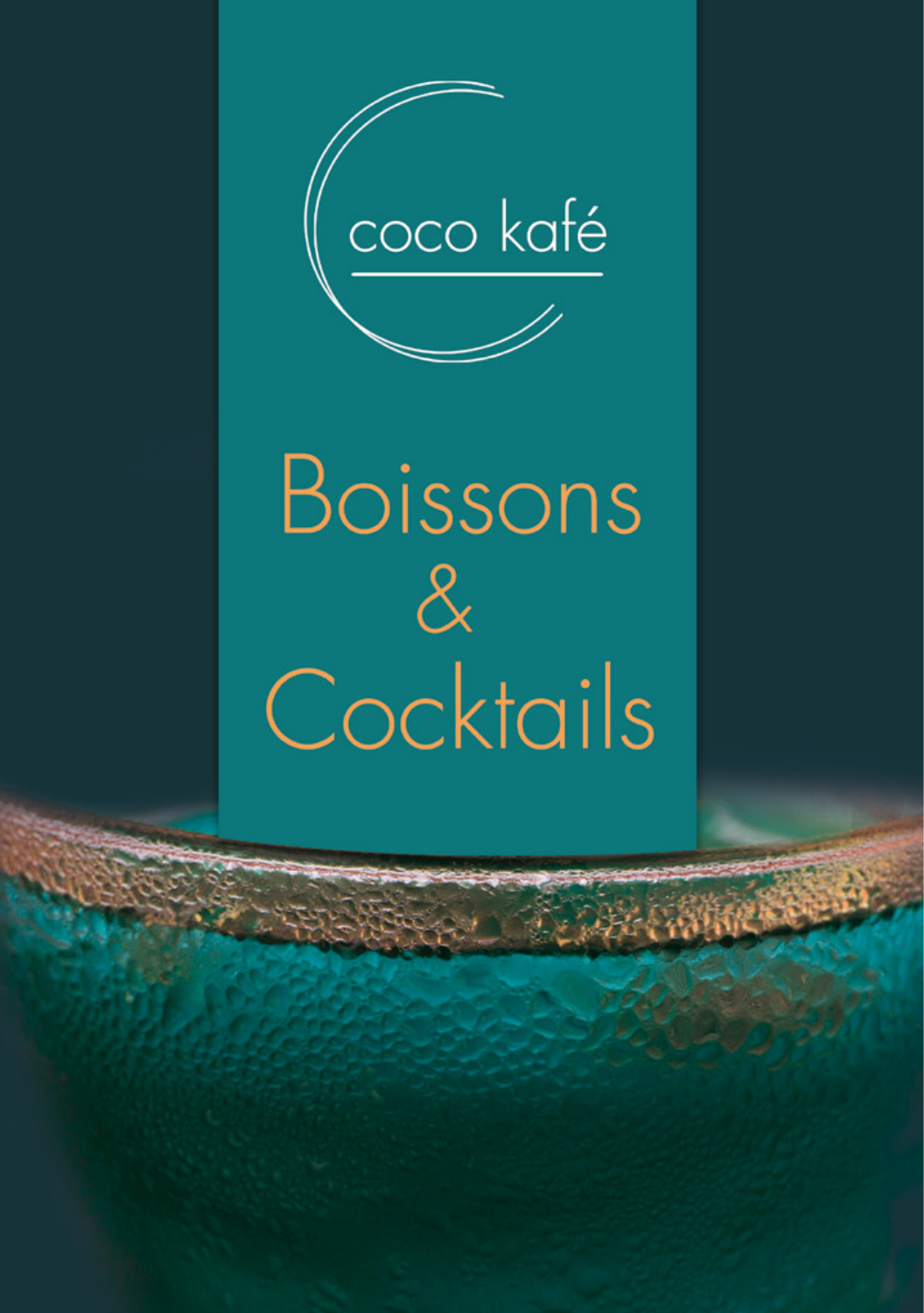coco kafé

# Boissons & Cocktails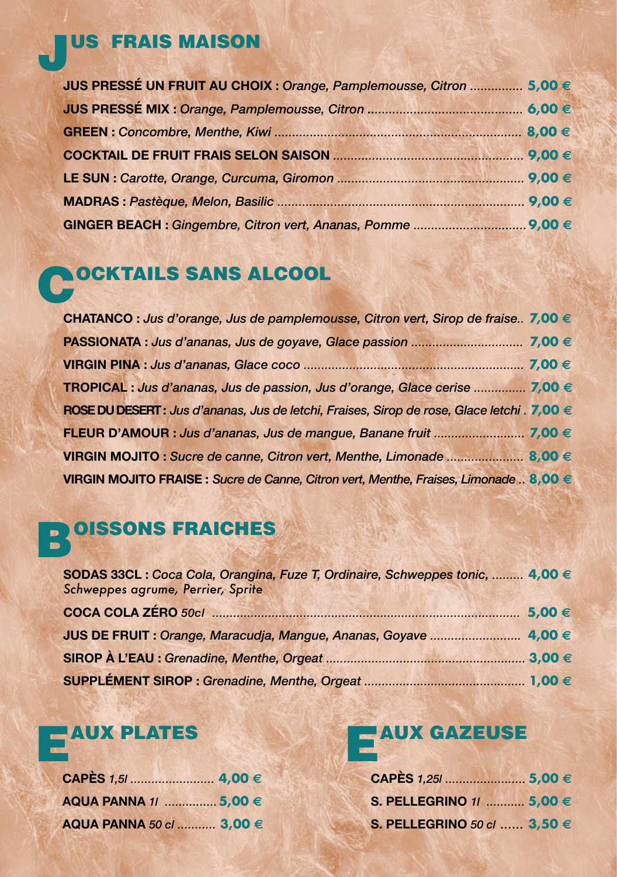# JUS FRAIS MAISON

**JUS PRESSÉ UN FRUIT AU CHOIX :** *Orange, Pamplemousse, Citron* ............... **5,00 €**

**JUS PRESSÉ MIX :** *Orange, Pamplemousse, Citron* ........................................... **6,00 €**

**GREEN :** *Concombre, Menthe, Kiwi* ..................................................................... **8,00 €**

**COCKTAIL DE FRUIT FRAIS SELON SAISON** ..................................................... **9,00 €**

**LE SUN :** *Carotte, Orange, Curcuma, Giromon* .................................................... **9,00 €**

**MADRAS :** *Pastèque, Melon, Basilic* ..................................................................... **9,00 €**

**GINGER BEACH :** *Gingembre, Citron vert, Ananas, Pomme* ................................ **9,00 €**

# COCKTAILS SANS ALCOOL

**CHATANCO :** *Jus d'orange, Jus de pamplemousse, Citron vert, Sirop de fraise*.. **7,00 €**

**PASSIONATA :** *Jus d'ananas, Jus de goyave, Glace passion* ............................... **7,00 €**

**VIRGIN PINA :** *Jus d'ananas, Glace coco* ............................................................. **7,00 €**

**TROPICAL :** *Jus d'ananas, Jus de passion, Jus d'orange, Glace cerise* ............... **7,00 €**

**ROSE DU DESERT :** *Jus d'ananas, Jus de letchi, Fraises, Sirop de rose, Glace letchi* . **7,00 €**

**FLEUR D'AMOUR :** *Jus d'ananas, Jus de mangue, Banane fruit* .......................... **7,00 €**

**VIRGIN MOJITO :** *Sucre de canne, Citron vert, Menthe, Limonade* ..................... **8,00 €**

**VIRGIN MOJITO FRAISE :** *Sucre de Canne, Citron vert, Menthe, Fraises, Limonade* .. **8,00 €**

# BOISSONS FRAICHES

**SODAS 33CL :** *Coca Cola, Orangina, Fuze T, Ordinaire, Schweppes tonic,* ......... **4,00 €**
*Schweppes agrume, Perrier, Sprite*

**COCA COLA ZÉRO** *50cl* ...................................................................................... **5,00 €**

**JUS DE FRUIT :** *Orange, Maracudja, Mangue, Ananas, Goyave* ......................... **4,00 €**

**SIROP À L'EAU :** *Grenadine, Menthe, Orgeat* ........................................................ **3,00 €**

**SUPPLÉMENT SIROP :** *Grenadine, Menthe, Orgeat* ............................................. **1,00 €**

# EAUX PLATES

**CAPÈS** *1,5l* ........................ **4,00 €**

**AQUA PANNA** *1l* .............. **5,00 €**

**AQUA PANNA** *50 cl* ........... **3,00 €**

# EAUX GAZEUSE

**CAPÈS** *1,25l* ....................... **5,00 €**

**S. PELLEGRINO** *1l* ........... **5,00 €**

**S. PELLEGRINO** *50 cl* ...... **3,50 €**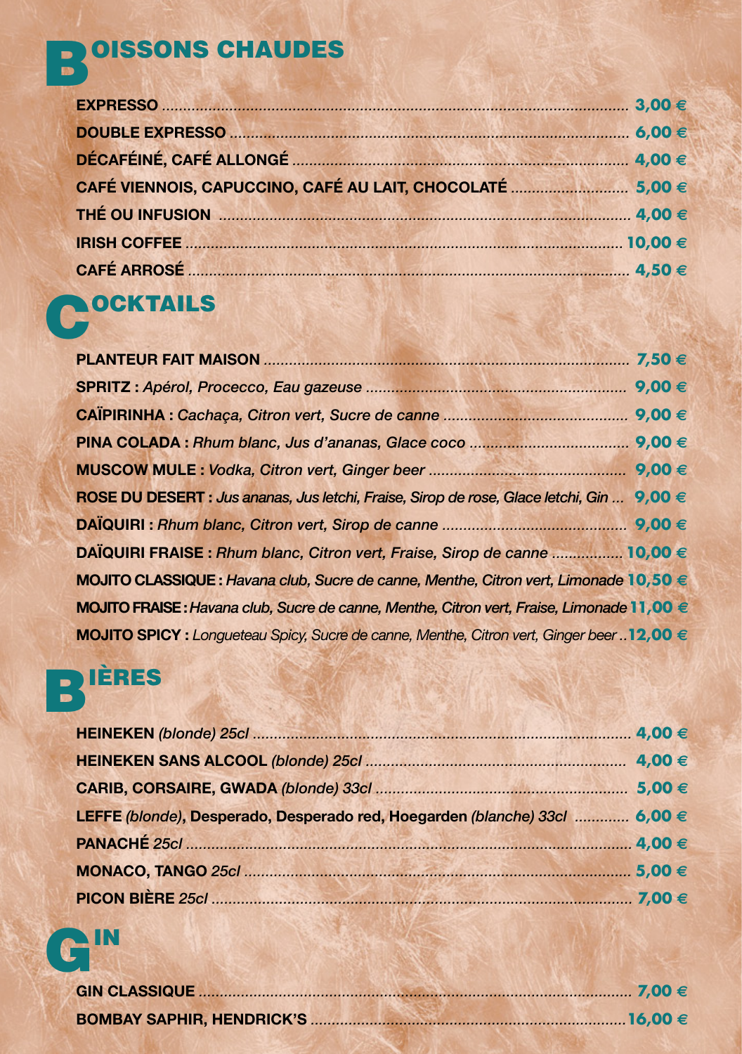# BOISSONS CHAUDES

**EXPRESSO** ........ **3,00 €**
**DOUBLE EXPRESSO** ........ **6,00 €**
**DÉCAFÉINÉ, CAFÉ ALLONGÉ** ........ **4,00 €**
**CAFÉ VIENNOIS, CAPUCCINO, CAFÉ AU LAIT, CHOCOLATÉ** ........ **5,00 €**
**THÉ OU INFUSION** ........ **4,00 €**
**IRISH COFFEE** ........ **10,00 €**
**CAFÉ ARROSÉ** ........ **4,50 €**

# COCKTAILS

**PLANTEUR FAIT MAISON** ........ **7,50 €**
**SPRITZ :** *Apérol, Procecco, Eau gazeuse* ........ **9,00 €**
**CAÏPIRINHA :** *Cachaça, Citron vert, Sucre de canne* ........ **9,00 €**
**PINA COLADA :** *Rhum blanc, Jus d'ananas, Glace coco* ........ **9,00 €**
**MUSCOW MULE :** *Vodka, Citron vert, Ginger beer* ........ **9,00 €**
**ROSE DU DESERT :** *Jus ananas, Jus letchi, Fraise, Sirop de rose, Glace letchi, Gin* ... **9,00 €**
**DAÏQUIRI :** *Rhum blanc, Citron vert, Sirop de canne* ........ **9,00 €**
**DAÏQUIRI FRAISE :** *Rhum blanc, Citron vert, Fraise, Sirop de canne* ........ **10,00 €**
**MOJITO CLASSIQUE :** *Havana club, Sucre de canne, Menthe, Citron vert, Limonade* **10,50 €**
**MOJITO FRAISE :** *Havana club, Sucre de canne, Menthe, Citron vert, Fraise, Limonade* **11,00 €**
**MOJITO SPICY :** *Longueteau Spicy, Sucre de canne, Menthe, Citron vert, Ginger beer* .. **12,00 €**

# BIÈRES

**HEINEKEN** *(blonde) 25cl* ........ **4,00 €**
**HEINEKEN SANS ALCOOL** *(blonde) 25cl* ........ **4,00 €**
**CARIB, CORSAIRE, GWADA** *(blonde) 33cl* ........ **5,00 €**
**LEFFE** *(blonde)*, **Desperado, Desperado red, Hoegarden** *(blanche) 33cl* ........ **6,00 €**
**PANACHÉ** *25cl* ........ **4,00 €**
**MONACO, TANGO** *25cl* ........ **5,00 €**
**PICON BIÈRE** *25cl* ........ **7,00 €**

# GIN

**GIN CLASSIQUE** ........ **7,00 €**
**BOMBAY SAPHIR, HENDRICK'S** ........ **16,00 €**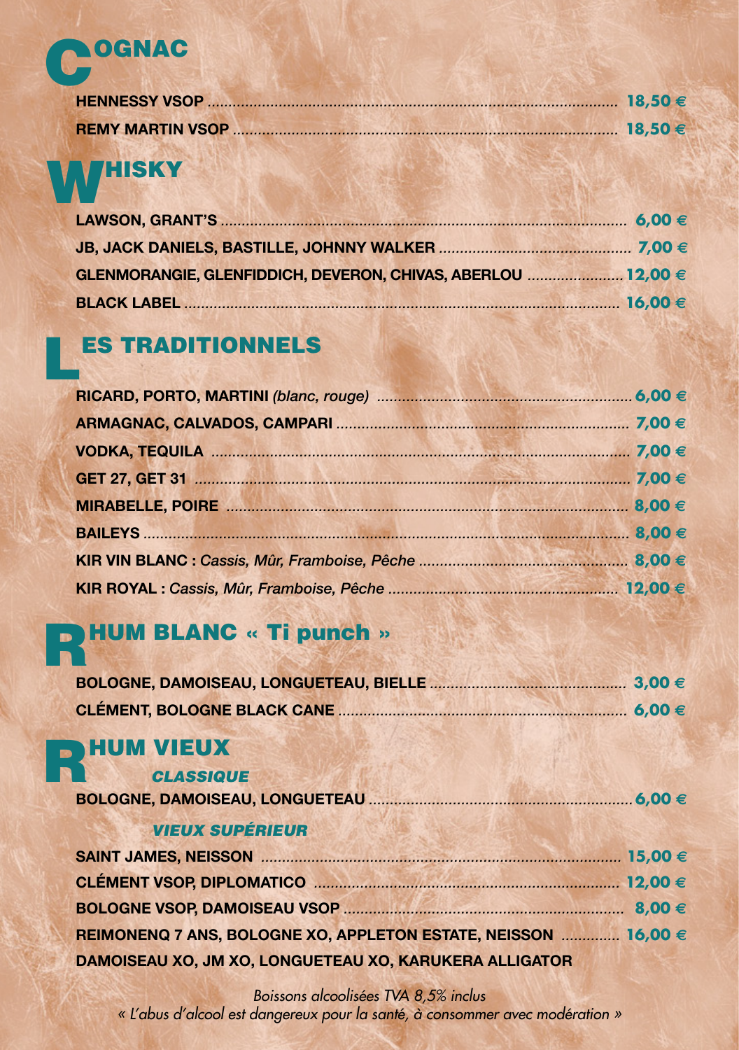# COGNAC

HENNESSY VSOP ........ 18,50 €

REMY MARTIN VSOP ........ 18,50 €

# WHISKY

LAWSON, GRANT'S ........ 6,00 €

JB, JACK DANIELS, BASTILLE, JOHNNY WALKER ........ 7,00 €

GLENMORANGIE, GLENFIDDICH, DEVERON, CHIVAS, ABERLOU ........ 12,00 €

BLACK LABEL ........ 16,00 €

# LES TRADITIONNELS

RICARD, PORTO, MARTINI *(blanc, rouge)* ........ 6,00 €

ARMAGNAC, CALVADOS, CAMPARI ........ 7,00 €

VODKA, TEQUILA ........ 7,00 €

GET 27, GET 31 ........ 7,00 €

MIRABELLE, POIRE ........ 8,00 €

BAILEYS ........ 8,00 €

KIR VIN BLANC : *Cassis, Mûr, Framboise, Pêche* ........ 8,00 €

KIR ROYAL : *Cassis, Mûr, Framboise, Pêche* ........ 12,00 €

# RHUM BLANC « Ti punch »

BOLOGNE, DAMOISEAU, LONGUETEAU, BIELLE ........ 3,00 €

CLÉMENT, BOLOGNE BLACK CANE ........ 6,00 €

# RHUM VIEUX

## *CLASSIQUE*

BOLOGNE, DAMOISEAU, LONGUETEAU ........ 6,00 €

## *VIEUX SUPÉRIEUR*

SAINT JAMES, NEISSON ........ 15,00 €

CLÉMENT VSOP, DIPLOMATICO ........ 12,00 €

BOLOGNE VSOP, DAMOISEAU VSOP ........ 8,00 €

REIMONENQ 7 ANS, BOLOGNE XO, APPLETON ESTATE, NEISSON ........ 16,00 €

DAMOISEAU XO, JM XO, LONGUETEAU XO, KARUKERA ALLIGATOR

*Boissons alcoolisées TVA 8,5% inclus*

*« L'abus d'alcool est dangereux pour la santé, à consommer avec modération »*